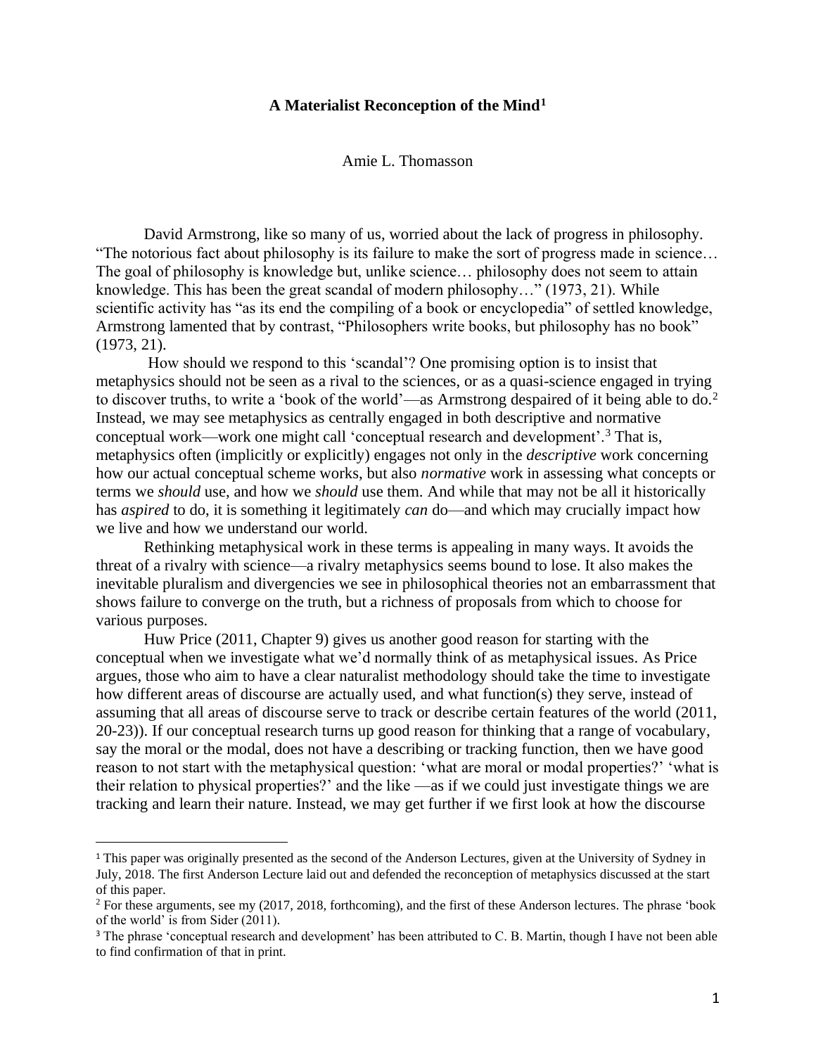# A Materialist Reconception of the Mind[1]

Amie L. Thomasson

David Armstrong, like so many of us, worried about the lack of progress in philosophy. "The notorious fact about philosophy is its failure to make the sort of progress made in science… The goal of philosophy is knowledge but, unlike science… philosophy does not seem to attain knowledge. This has been the great scandal of modern philosophy…" (1973, 21). While scientific activity has "as its end the compiling of a book or encyclopedia" of settled knowledge, Armstrong lamented that by contrast, "Philosophers write books, but philosophy has no book" (1973, 21).

How should we respond to this 'scandal'? One promising option is to insist that metaphysics should not be seen as a rival to the sciences, or as a quasi-science engaged in trying to discover truths, to write a 'book of the world'—as Armstrong despaired of it being able to do.[2] Instead, we may see metaphysics as centrally engaged in both descriptive and normative conceptual work—work one might call 'conceptual research and development'.[3] That is, metaphysics often (implicitly or explicitly) engages not only in the *descriptive* work concerning how our actual conceptual scheme works, but also *normative* work in assessing what concepts or terms we *should* use, and how we *should* use them. And while that may not be all it historically has *aspired* to do, it is something it legitimately *can* do—and which may crucially impact how we live and how we understand our world.

Rethinking metaphysical work in these terms is appealing in many ways. It avoids the threat of a rivalry with science—a rivalry metaphysics seems bound to lose. It also makes the inevitable pluralism and divergencies we see in philosophical theories not an embarrassment that shows failure to converge on the truth, but a richness of proposals from which to choose for various purposes.

Huw Price (2011, Chapter 9) gives us another good reason for starting with the conceptual when we investigate what we'd normally think of as metaphysical issues. As Price argues, those who aim to have a clear naturalist methodology should take the time to investigate how different areas of discourse are actually used, and what function(s) they serve, instead of assuming that all areas of discourse serve to track or describe certain features of the world (2011, 20-23)). If our conceptual research turns up good reason for thinking that a range of vocabulary, say the moral or the modal, does not have a describing or tracking function, then we have good reason to not start with the metaphysical question: 'what are moral or modal properties?' 'what is their relation to physical properties?' and the like —as if we could just investigate things we are tracking and learn their nature. Instead, we may get further if we first look at how the discourse

---

[1] This paper was originally presented as the second of the Anderson Lectures, given at the University of Sydney in July, 2018. The first Anderson Lecture laid out and defended the reconception of metaphysics discussed at the start of this paper.

[2] For these arguments, see my (2017, 2018, forthcoming), and the first of these Anderson lectures. The phrase 'book of the world' is from Sider (2011).

[3] The phrase 'conceptual research and development' has been attributed to C. B. Martin, though I have not been able to find confirmation of that in print.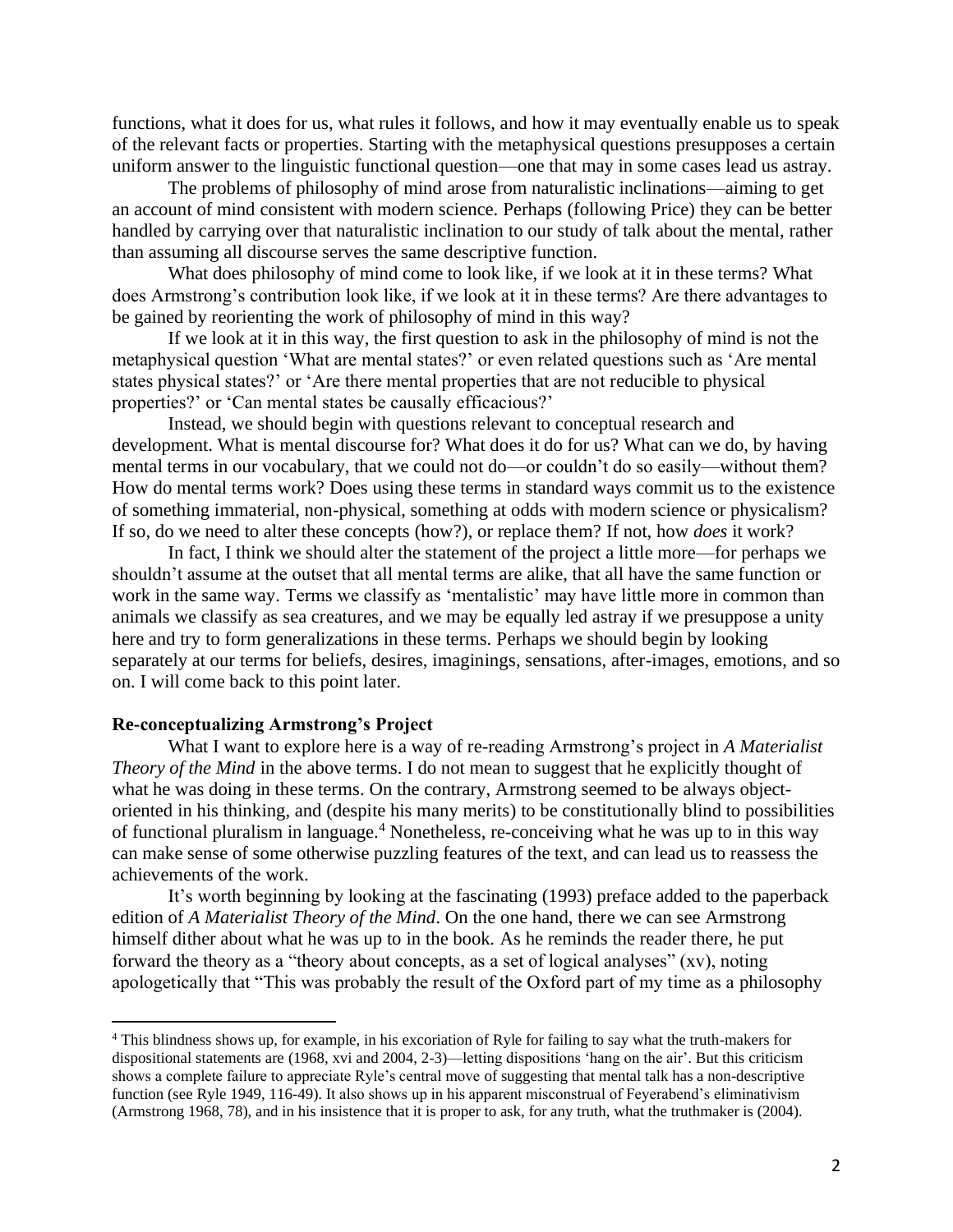functions, what it does for us, what rules it follows, and how it may eventually enable us to speak of the relevant facts or properties. Starting with the metaphysical questions presupposes a certain uniform answer to the linguistic functional question—one that may in some cases lead us astray.

The problems of philosophy of mind arose from naturalistic inclinations—aiming to get an account of mind consistent with modern science. Perhaps (following Price) they can be better handled by carrying over that naturalistic inclination to our study of talk about the mental, rather than assuming all discourse serves the same descriptive function.

What does philosophy of mind come to look like, if we look at it in these terms? What does Armstrong's contribution look like, if we look at it in these terms? Are there advantages to be gained by reorienting the work of philosophy of mind in this way?

If we look at it in this way, the first question to ask in the philosophy of mind is not the metaphysical question 'What are mental states?' or even related questions such as 'Are mental states physical states?' or 'Are there mental properties that are not reducible to physical properties?' or 'Can mental states be causally efficacious?'

Instead, we should begin with questions relevant to conceptual research and development. What is mental discourse for? What does it do for us? What can we do, by having mental terms in our vocabulary, that we could not do—or couldn't do so easily—without them? How do mental terms work? Does using these terms in standard ways commit us to the existence of something immaterial, non-physical, something at odds with modern science or physicalism? If so, do we need to alter these concepts (how?), or replace them? If not, how *does* it work?

In fact, I think we should alter the statement of the project a little more—for perhaps we shouldn't assume at the outset that all mental terms are alike, that all have the same function or work in the same way. Terms we classify as 'mentalistic' may have little more in common than animals we classify as sea creatures, and we may be equally led astray if we presuppose a unity here and try to form generalizations in these terms. Perhaps we should begin by looking separately at our terms for beliefs, desires, imaginings, sensations, after-images, emotions, and so on. I will come back to this point later.

**Re-conceptualizing Armstrong's Project**

What I want to explore here is a way of re-reading Armstrong's project in *A Materialist Theory of the Mind* in the above terms. I do not mean to suggest that he explicitly thought of what he was doing in these terms. On the contrary, Armstrong seemed to be always object-oriented in his thinking, and (despite his many merits) to be constitutionally blind to possibilities of functional pluralism in language.[4] Nonetheless, re-conceiving what he was up to in this way can make sense of some otherwise puzzling features of the text, and can lead us to reassess the achievements of the work.

It's worth beginning by looking at the fascinating (1993) preface added to the paperback edition of *A Materialist Theory of the Mind*. On the one hand, there we can see Armstrong himself dither about what he was up to in the book. As he reminds the reader there, he put forward the theory as a "theory about concepts, as a set of logical analyses" (xv), noting apologetically that "This was probably the result of the Oxford part of my time as a philosophy

[4] This blindness shows up, for example, in his excoriation of Ryle for failing to say what the truth-makers for dispositional statements are (1968, xvi and 2004, 2-3)—letting dispositions 'hang on the air'. But this criticism shows a complete failure to appreciate Ryle's central move of suggesting that mental talk has a non-descriptive function (see Ryle 1949, 116-49). It also shows up in his apparent misconstrual of Feyerabend's eliminativism (Armstrong 1968, 78), and in his insistence that it is proper to ask, for any truth, what the truthmaker is (2004).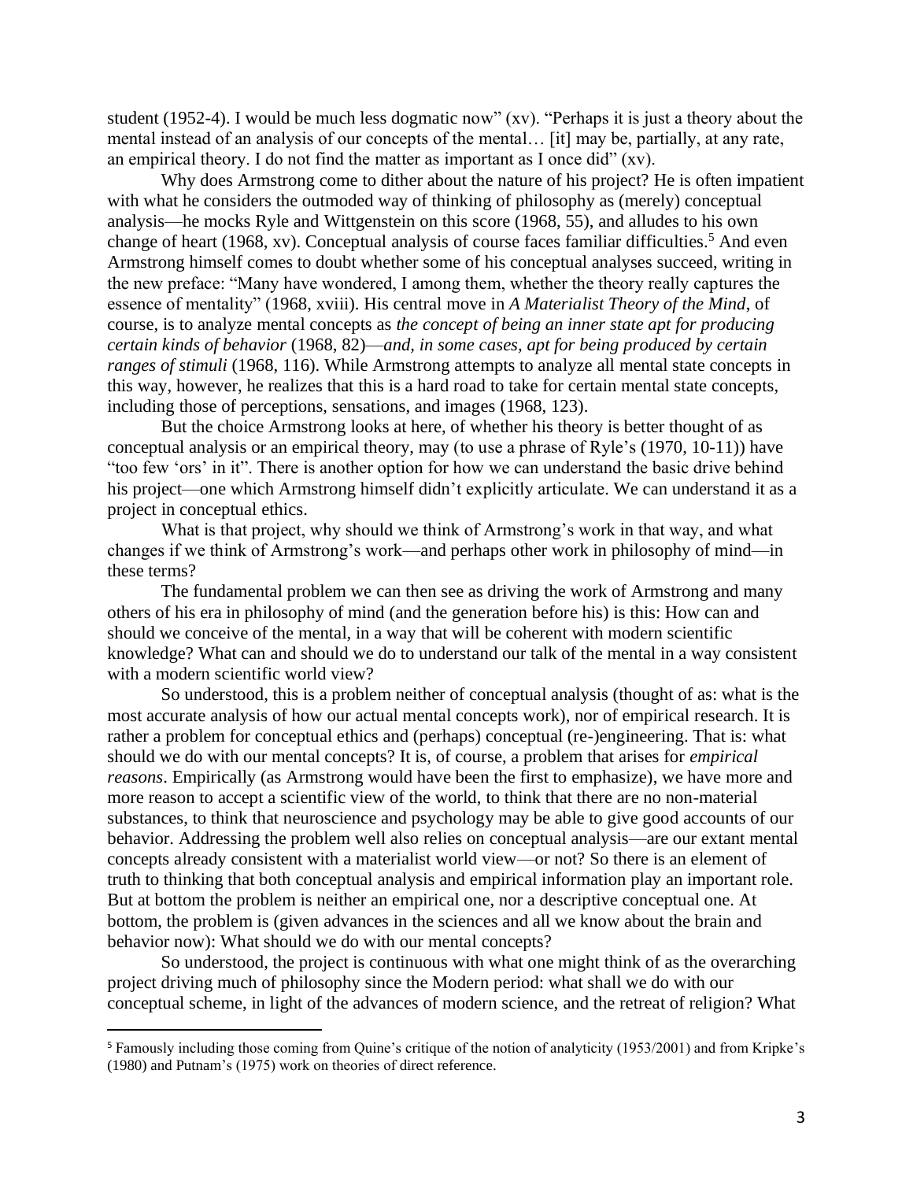student (1952-4). I would be much less dogmatic now" (xv). "Perhaps it is just a theory about the mental instead of an analysis of our concepts of the mental… [it] may be, partially, at any rate, an empirical theory. I do not find the matter as important as I once did" (xv).

Why does Armstrong come to dither about the nature of his project? He is often impatient with what he considers the outmoded way of thinking of philosophy as (merely) conceptual analysis—he mocks Ryle and Wittgenstein on this score (1968, 55), and alludes to his own change of heart (1968, xv). Conceptual analysis of course faces familiar difficulties.[5] And even Armstrong himself comes to doubt whether some of his conceptual analyses succeed, writing in the new preface: "Many have wondered, I among them, whether the theory really captures the essence of mentality" (1968, xviii). His central move in *A Materialist Theory of the Mind*, of course, is to analyze mental concepts as *the concept of being an inner state apt for producing certain kinds of behavior* (1968, 82)—*and, in some cases, apt for being produced by certain ranges of stimuli* (1968, 116). While Armstrong attempts to analyze all mental state concepts in this way, however, he realizes that this is a hard road to take for certain mental state concepts, including those of perceptions, sensations, and images (1968, 123).

But the choice Armstrong looks at here, of whether his theory is better thought of as conceptual analysis or an empirical theory, may (to use a phrase of Ryle's (1970, 10-11)) have "too few 'ors' in it". There is another option for how we can understand the basic drive behind his project—one which Armstrong himself didn't explicitly articulate. We can understand it as a project in conceptual ethics.

What is that project, why should we think of Armstrong's work in that way, and what changes if we think of Armstrong's work—and perhaps other work in philosophy of mind—in these terms?

The fundamental problem we can then see as driving the work of Armstrong and many others of his era in philosophy of mind (and the generation before his) is this: How can and should we conceive of the mental, in a way that will be coherent with modern scientific knowledge? What can and should we do to understand our talk of the mental in a way consistent with a modern scientific world view?

So understood, this is a problem neither of conceptual analysis (thought of as: what is the most accurate analysis of how our actual mental concepts work), nor of empirical research. It is rather a problem for conceptual ethics and (perhaps) conceptual (re-)engineering. That is: what should we do with our mental concepts? It is, of course, a problem that arises for *empirical reasons*. Empirically (as Armstrong would have been the first to emphasize), we have more and more reason to accept a scientific view of the world, to think that there are no non-material substances, to think that neuroscience and psychology may be able to give good accounts of our behavior. Addressing the problem well also relies on conceptual analysis—are our extant mental concepts already consistent with a materialist world view—or not? So there is an element of truth to thinking that both conceptual analysis and empirical information play an important role. But at bottom the problem is neither an empirical one, nor a descriptive conceptual one. At bottom, the problem is (given advances in the sciences and all we know about the brain and behavior now): What should we do with our mental concepts?

So understood, the project is continuous with what one might think of as the overarching project driving much of philosophy since the Modern period: what shall we do with our conceptual scheme, in light of the advances of modern science, and the retreat of religion? What

---

[5] Famously including those coming from Quine's critique of the notion of analyticity (1953/2001) and from Kripke's (1980) and Putnam's (1975) work on theories of direct reference.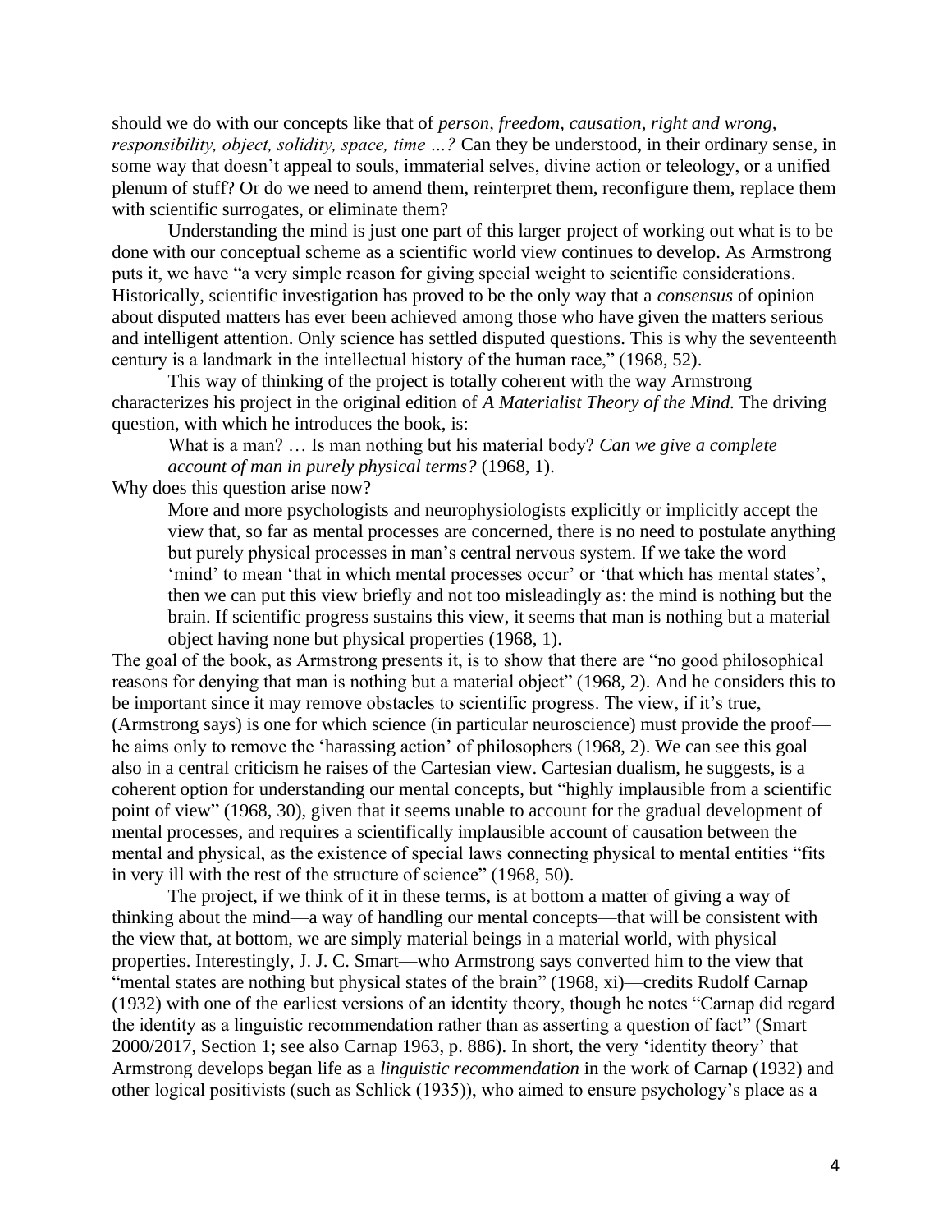should we do with our concepts like that of *person, freedom, causation, right and wrong, responsibility, object, solidity, space, time …?* Can they be understood, in their ordinary sense, in some way that doesn't appeal to souls, immaterial selves, divine action or teleology, or a unified plenum of stuff? Or do we need to amend them, reinterpret them, reconfigure them, replace them with scientific surrogates, or eliminate them?

Understanding the mind is just one part of this larger project of working out what is to be done with our conceptual scheme as a scientific world view continues to develop. As Armstrong puts it, we have "a very simple reason for giving special weight to scientific considerations. Historically, scientific investigation has proved to be the only way that a *consensus* of opinion about disputed matters has ever been achieved among those who have given the matters serious and intelligent attention. Only science has settled disputed questions. This is why the seventeenth century is a landmark in the intellectual history of the human race," (1968, 52).

This way of thinking of the project is totally coherent with the way Armstrong characterizes his project in the original edition of *A Materialist Theory of the Mind.* The driving question, with which he introduces the book, is:

> What is a man? … Is man nothing but his material body? *Can we give a complete account of man in purely physical terms?* (1968, 1).

Why does this question arise now?

> More and more psychologists and neurophysiologists explicitly or implicitly accept the view that, so far as mental processes are concerned, there is no need to postulate anything but purely physical processes in man's central nervous system. If we take the word 'mind' to mean 'that in which mental processes occur' or 'that which has mental states', then we can put this view briefly and not too misleadingly as: the mind is nothing but the brain. If scientific progress sustains this view, it seems that man is nothing but a material object having none but physical properties (1968, 1).

The goal of the book, as Armstrong presents it, is to show that there are "no good philosophical reasons for denying that man is nothing but a material object" (1968, 2). And he considers this to be important since it may remove obstacles to scientific progress. The view, if it's true, (Armstrong says) is one for which science (in particular neuroscience) must provide the proof—he aims only to remove the 'harassing action' of philosophers (1968, 2). We can see this goal also in a central criticism he raises of the Cartesian view. Cartesian dualism, he suggests, is a coherent option for understanding our mental concepts, but "highly implausible from a scientific point of view" (1968, 30), given that it seems unable to account for the gradual development of mental processes, and requires a scientifically implausible account of causation between the mental and physical, as the existence of special laws connecting physical to mental entities "fits in very ill with the rest of the structure of science" (1968, 50).

The project, if we think of it in these terms, is at bottom a matter of giving a way of thinking about the mind—a way of handling our mental concepts—that will be consistent with the view that, at bottom, we are simply material beings in a material world, with physical properties. Interestingly, J. J. C. Smart—who Armstrong says converted him to the view that "mental states are nothing but physical states of the brain" (1968, xi)—credits Rudolf Carnap (1932) with one of the earliest versions of an identity theory, though he notes "Carnap did regard the identity as a linguistic recommendation rather than as asserting a question of fact" (Smart 2000/2017, Section 1; see also Carnap 1963, p. 886). In short, the very 'identity theory' that Armstrong develops began life as a *linguistic recommendation* in the work of Carnap (1932) and other logical positivists (such as Schlick (1935)), who aimed to ensure psychology's place as a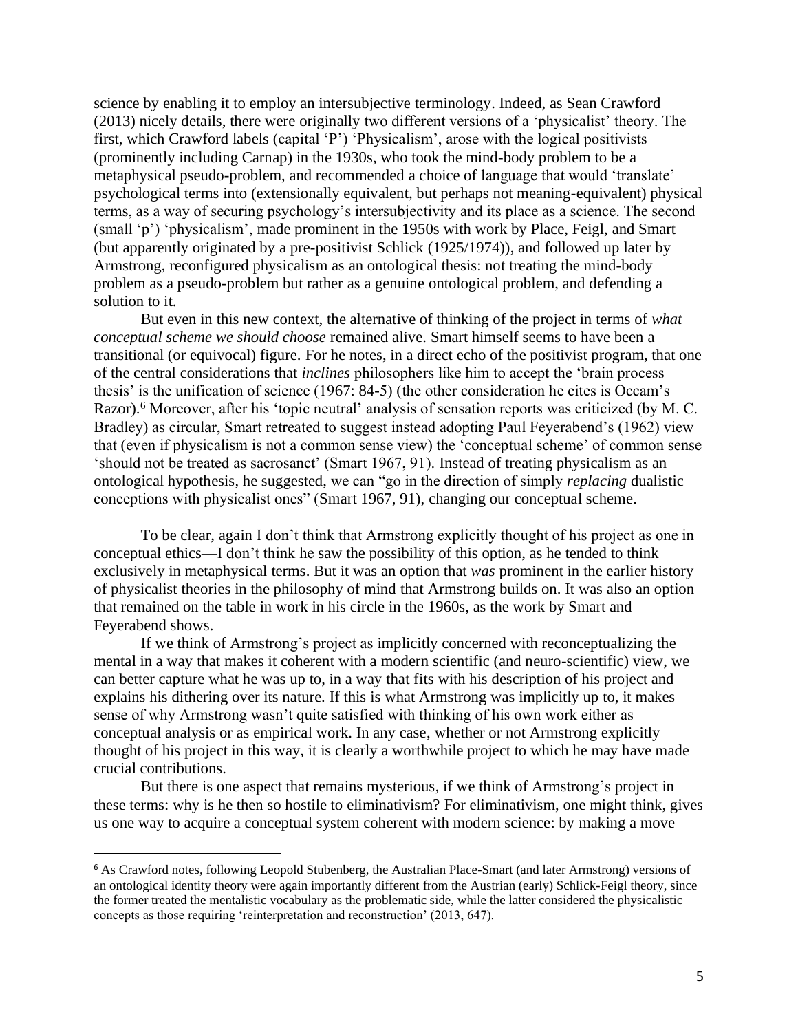science by enabling it to employ an intersubjective terminology. Indeed, as Sean Crawford (2013) nicely details, there were originally two different versions of a 'physicalist' theory. The first, which Crawford labels (capital 'P') 'Physicalism', arose with the logical positivists (prominently including Carnap) in the 1930s, who took the mind-body problem to be a metaphysical pseudo-problem, and recommended a choice of language that would 'translate' psychological terms into (extensionally equivalent, but perhaps not meaning-equivalent) physical terms, as a way of securing psychology's intersubjectivity and its place as a science. The second (small 'p') 'physicalism', made prominent in the 1950s with work by Place, Feigl, and Smart (but apparently originated by a pre-positivist Schlick (1925/1974)), and followed up later by Armstrong, reconfigured physicalism as an ontological thesis: not treating the mind-body problem as a pseudo-problem but rather as a genuine ontological problem, and defending a solution to it.

But even in this new context, the alternative of thinking of the project in terms of *what conceptual scheme we should choose* remained alive. Smart himself seems to have been a transitional (or equivocal) figure. For he notes, in a direct echo of the positivist program, that one of the central considerations that *inclines* philosophers like him to accept the 'brain process thesis' is the unification of science (1967: 84-5) (the other consideration he cites is Occam's Razor).[6] Moreover, after his 'topic neutral' analysis of sensation reports was criticized (by M. C. Bradley) as circular, Smart retreated to suggest instead adopting Paul Feyerabend's (1962) view that (even if physicalism is not a common sense view) the 'conceptual scheme' of common sense 'should not be treated as sacrosanct' (Smart 1967, 91). Instead of treating physicalism as an ontological hypothesis, he suggested, we can "go in the direction of simply *replacing* dualistic conceptions with physicalist ones" (Smart 1967, 91), changing our conceptual scheme.

To be clear, again I don't think that Armstrong explicitly thought of his project as one in conceptual ethics—I don't think he saw the possibility of this option, as he tended to think exclusively in metaphysical terms. But it was an option that *was* prominent in the earlier history of physicalist theories in the philosophy of mind that Armstrong builds on. It was also an option that remained on the table in work in his circle in the 1960s, as the work by Smart and Feyerabend shows.

If we think of Armstrong's project as implicitly concerned with reconceptualizing the mental in a way that makes it coherent with a modern scientific (and neuro-scientific) view, we can better capture what he was up to, in a way that fits with his description of his project and explains his dithering over its nature. If this is what Armstrong was implicitly up to, it makes sense of why Armstrong wasn't quite satisfied with thinking of his own work either as conceptual analysis or as empirical work. In any case, whether or not Armstrong explicitly thought of his project in this way, it is clearly a worthwhile project to which he may have made crucial contributions.

But there is one aspect that remains mysterious, if we think of Armstrong's project in these terms: why is he then so hostile to eliminativism? For eliminativism, one might think, gives us one way to acquire a conceptual system coherent with modern science: by making a move

---

[6] As Crawford notes, following Leopold Stubenberg, the Australian Place-Smart (and later Armstrong) versions of an ontological identity theory were again importantly different from the Austrian (early) Schlick-Feigl theory, since the former treated the mentalistic vocabulary as the problematic side, while the latter considered the physicalistic concepts as those requiring 'reinterpretation and reconstruction' (2013, 647).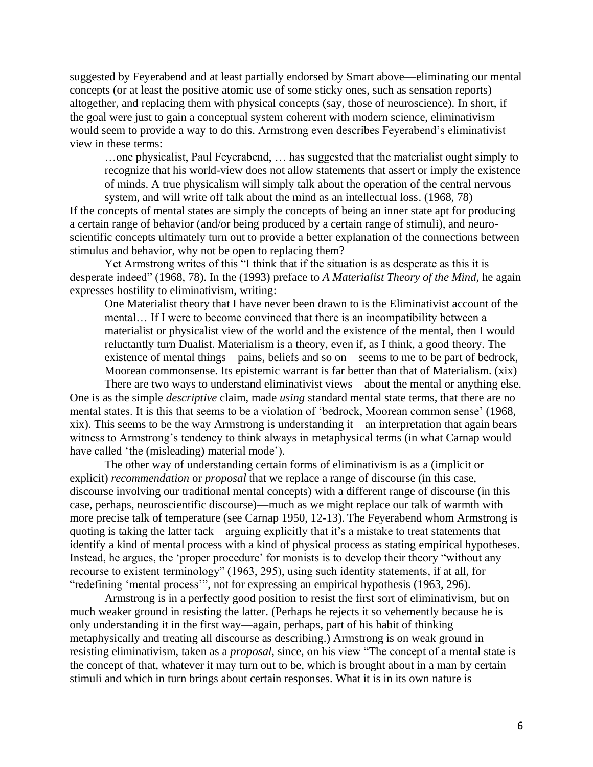suggested by Feyerabend and at least partially endorsed by Smart above—eliminating our mental concepts (or at least the positive atomic use of some sticky ones, such as sensation reports) altogether, and replacing them with physical concepts (say, those of neuroscience). In short, if the goal were just to gain a conceptual system coherent with modern science, eliminativism would seem to provide a way to do this. Armstrong even describes Feyerabend's eliminativist view in these terms:

> …one physicalist, Paul Feyerabend, … has suggested that the materialist ought simply to recognize that his world-view does not allow statements that assert or imply the existence of minds. A true physicalism will simply talk about the operation of the central nervous system, and will write off talk about the mind as an intellectual loss. (1968, 78)

If the concepts of mental states are simply the concepts of being an inner state apt for producing a certain range of behavior (and/or being produced by a certain range of stimuli), and neuro-scientific concepts ultimately turn out to provide a better explanation of the connections between stimulus and behavior, why not be open to replacing them?

Yet Armstrong writes of this "I think that if the situation is as desperate as this it is desperate indeed" (1968, 78). In the (1993) preface to *A Materialist Theory of the Mind*, he again expresses hostility to eliminativism, writing:

> One Materialist theory that I have never been drawn to is the Eliminativist account of the mental… If I were to become convinced that there is an incompatibility between a materialist or physicalist view of the world and the existence of the mental, then I would reluctantly turn Dualist. Materialism is a theory, even if, as I think, a good theory. The existence of mental things—pains, beliefs and so on—seems to me to be part of bedrock, Moorean commonsense. Its epistemic warrant is far better than that of Materialism. (xix)

There are two ways to understand eliminativist views—about the mental or anything else. One is as the simple *descriptive* claim, made *using* standard mental state terms, that there are no mental states. It is this that seems to be a violation of 'bedrock, Moorean common sense' (1968, xix). This seems to be the way Armstrong is understanding it—an interpretation that again bears witness to Armstrong's tendency to think always in metaphysical terms (in what Carnap would have called 'the (misleading) material mode').

The other way of understanding certain forms of eliminativism is as a (implicit or explicit) *recommendation* or *proposal* that we replace a range of discourse (in this case, discourse involving our traditional mental concepts) with a different range of discourse (in this case, perhaps, neuroscientific discourse)—much as we might replace our talk of warmth with more precise talk of temperature (see Carnap 1950, 12-13). The Feyerabend whom Armstrong is quoting is taking the latter tack—arguing explicitly that it's a mistake to treat statements that identify a kind of mental process with a kind of physical process as stating empirical hypotheses. Instead, he argues, the 'proper procedure' for monists is to develop their theory "without any recourse to existent terminology" (1963, 295), using such identity statements, if at all, for "redefining 'mental process'", not for expressing an empirical hypothesis (1963, 296).

Armstrong is in a perfectly good position to resist the first sort of eliminativism, but on much weaker ground in resisting the latter. (Perhaps he rejects it so vehemently because he is only understanding it in the first way—again, perhaps, part of his habit of thinking metaphysically and treating all discourse as describing.) Armstrong is on weak ground in resisting eliminativism, taken as a *proposal*, since, on his view "The concept of a mental state is the concept of that, whatever it may turn out to be, which is brought about in a man by certain stimuli and which in turn brings about certain responses. What it is in its own nature is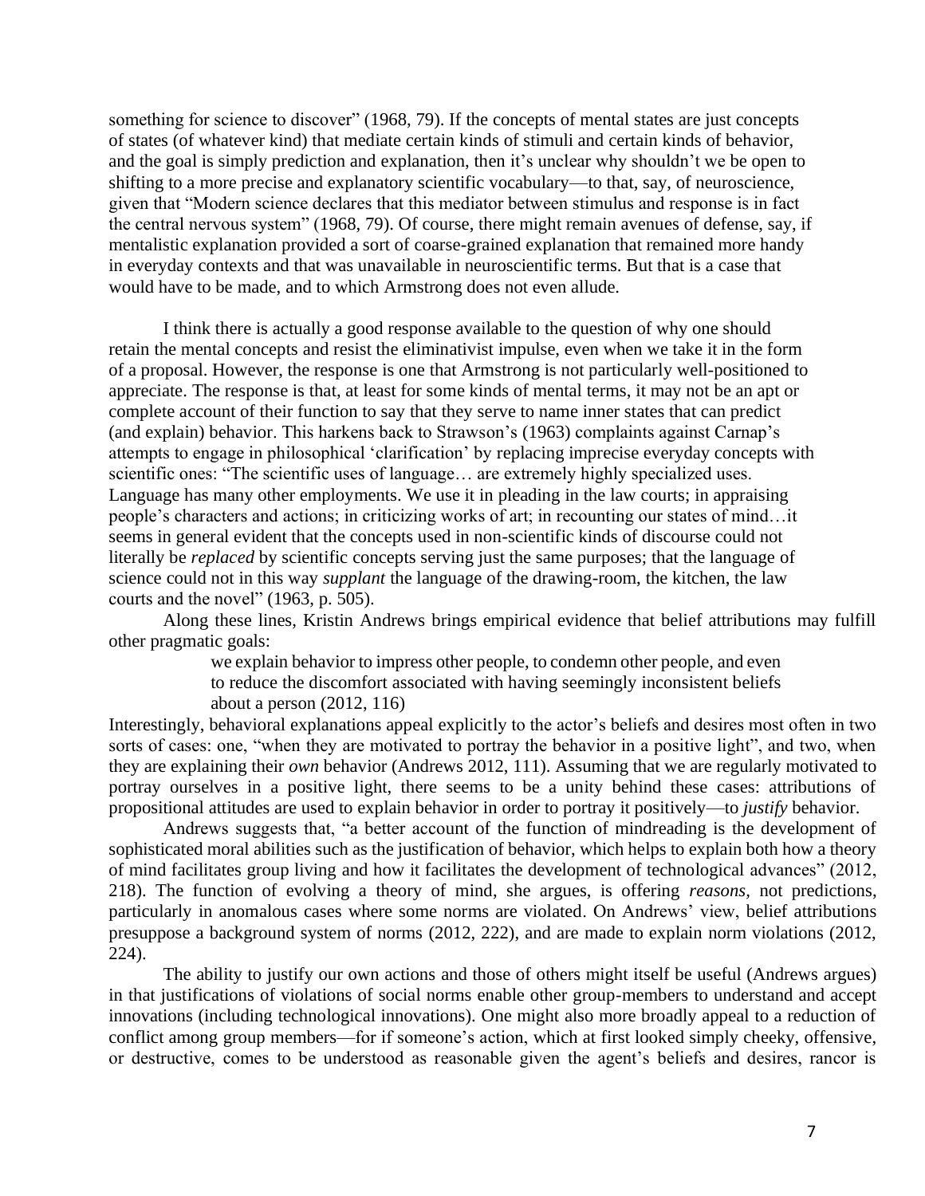something for science to discover" (1968, 79). If the concepts of mental states are just concepts of states (of whatever kind) that mediate certain kinds of stimuli and certain kinds of behavior, and the goal is simply prediction and explanation, then it's unclear why shouldn't we be open to shifting to a more precise and explanatory scientific vocabulary—to that, say, of neuroscience, given that "Modern science declares that this mediator between stimulus and response is in fact the central nervous system" (1968, 79). Of course, there might remain avenues of defense, say, if mentalistic explanation provided a sort of coarse-grained explanation that remained more handy in everyday contexts and that was unavailable in neuroscientific terms. But that is a case that would have to be made, and to which Armstrong does not even allude.

I think there is actually a good response available to the question of why one should retain the mental concepts and resist the eliminativist impulse, even when we take it in the form of a proposal. However, the response is one that Armstrong is not particularly well-positioned to appreciate. The response is that, at least for some kinds of mental terms, it may not be an apt or complete account of their function to say that they serve to name inner states that can predict (and explain) behavior. This harkens back to Strawson's (1963) complaints against Carnap's attempts to engage in philosophical 'clarification' by replacing imprecise everyday concepts with scientific ones: "The scientific uses of language… are extremely highly specialized uses. Language has many other employments. We use it in pleading in the law courts; in appraising people's characters and actions; in criticizing works of art; in recounting our states of mind…it seems in general evident that the concepts used in non-scientific kinds of discourse could not literally be *replaced* by scientific concepts serving just the same purposes; that the language of science could not in this way *supplant* the language of the drawing-room, the kitchen, the law courts and the novel" (1963, p. 505).

Along these lines, Kristin Andrews brings empirical evidence that belief attributions may fulfill other pragmatic goals:

> we explain behavior to impress other people, to condemn other people, and even to reduce the discomfort associated with having seemingly inconsistent beliefs about a person (2012, 116)

Interestingly, behavioral explanations appeal explicitly to the actor's beliefs and desires most often in two sorts of cases: one, "when they are motivated to portray the behavior in a positive light", and two, when they are explaining their *own* behavior (Andrews 2012, 111). Assuming that we are regularly motivated to portray ourselves in a positive light, there seems to be a unity behind these cases: attributions of propositional attitudes are used to explain behavior in order to portray it positively—to *justify* behavior.

Andrews suggests that, "a better account of the function of mindreading is the development of sophisticated moral abilities such as the justification of behavior, which helps to explain both how a theory of mind facilitates group living and how it facilitates the development of technological advances" (2012, 218). The function of evolving a theory of mind, she argues, is offering *reasons*, not predictions, particularly in anomalous cases where some norms are violated. On Andrews' view, belief attributions presuppose a background system of norms (2012, 222), and are made to explain norm violations (2012, 224).

The ability to justify our own actions and those of others might itself be useful (Andrews argues) in that justifications of violations of social norms enable other group-members to understand and accept innovations (including technological innovations). One might also more broadly appeal to a reduction of conflict among group members—for if someone's action, which at first looked simply cheeky, offensive, or destructive, comes to be understood as reasonable given the agent's beliefs and desires, rancor is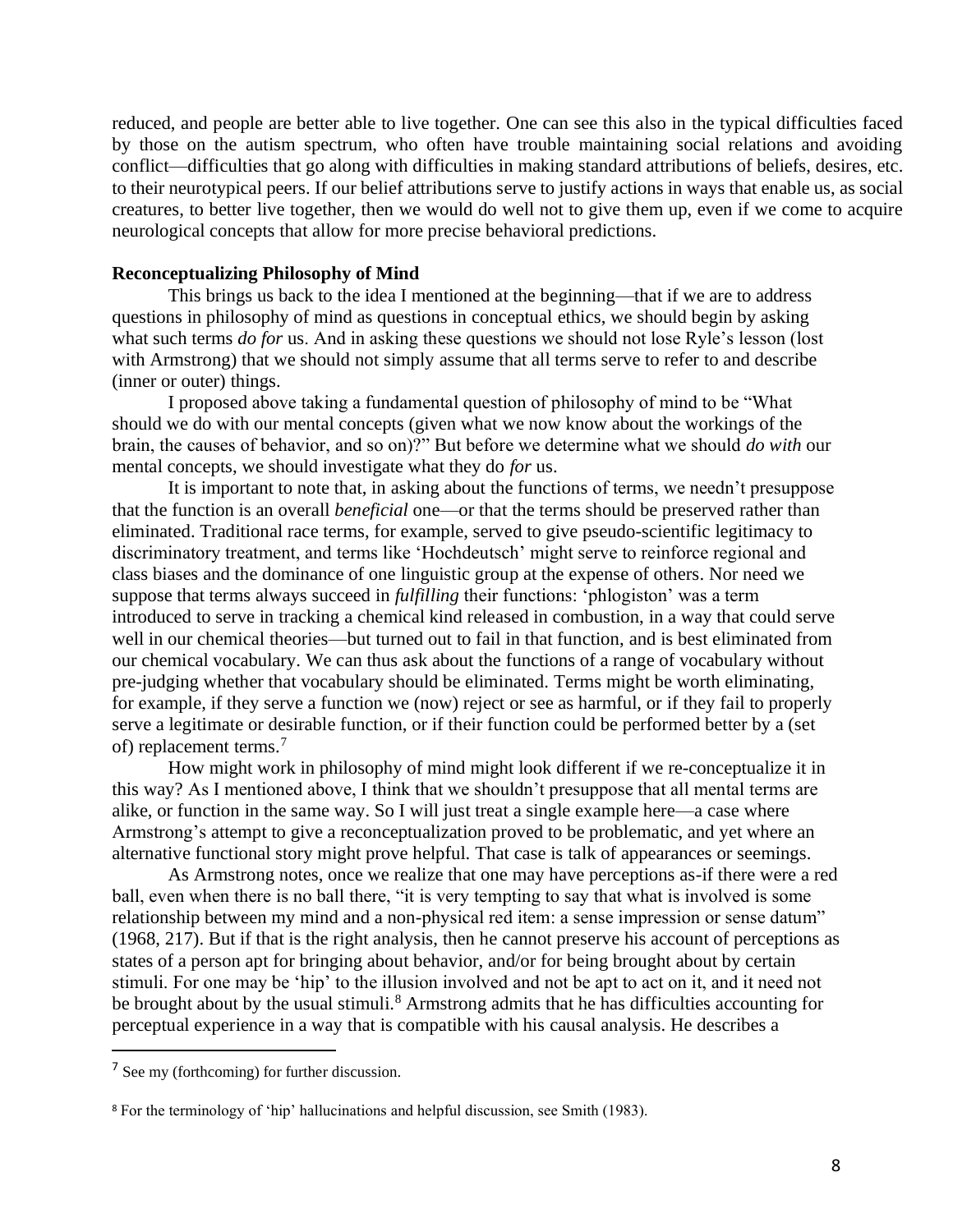reduced, and people are better able to live together. One can see this also in the typical difficulties faced by those on the autism spectrum, who often have trouble maintaining social relations and avoiding conflict—difficulties that go along with difficulties in making standard attributions of beliefs, desires, etc. to their neurotypical peers. If our belief attributions serve to justify actions in ways that enable us, as social creatures, to better live together, then we would do well not to give them up, even if we come to acquire neurological concepts that allow for more precise behavioral predictions.

**Reconceptualizing Philosophy of Mind**

This brings us back to the idea I mentioned at the beginning—that if we are to address questions in philosophy of mind as questions in conceptual ethics, we should begin by asking what such terms *do for* us. And in asking these questions we should not lose Ryle's lesson (lost with Armstrong) that we should not simply assume that all terms serve to refer to and describe (inner or outer) things.

I proposed above taking a fundamental question of philosophy of mind to be "What should we do with our mental concepts (given what we now know about the workings of the brain, the causes of behavior, and so on)?" But before we determine what we should *do with* our mental concepts, we should investigate what they do *for* us.

It is important to note that, in asking about the functions of terms, we needn't presuppose that the function is an overall *beneficial* one—or that the terms should be preserved rather than eliminated. Traditional race terms, for example, served to give pseudo-scientific legitimacy to discriminatory treatment, and terms like 'Hochdeutsch' might serve to reinforce regional and class biases and the dominance of one linguistic group at the expense of others. Nor need we suppose that terms always succeed in *fulfilling* their functions: 'phlogiston' was a term introduced to serve in tracking a chemical kind released in combustion, in a way that could serve well in our chemical theories—but turned out to fail in that function, and is best eliminated from our chemical vocabulary. We can thus ask about the functions of a range of vocabulary without pre-judging whether that vocabulary should be eliminated. Terms might be worth eliminating, for example, if they serve a function we (now) reject or see as harmful, or if they fail to properly serve a legitimate or desirable function, or if their function could be performed better by a (set of) replacement terms.[7]

How might work in philosophy of mind might look different if we re-conceptualize it in this way? As I mentioned above, I think that we shouldn't presuppose that all mental terms are alike, or function in the same way. So I will just treat a single example here—a case where Armstrong's attempt to give a reconceptualization proved to be problematic, and yet where an alternative functional story might prove helpful. That case is talk of appearances or seemings.

As Armstrong notes, once we realize that one may have perceptions as-if there were a red ball, even when there is no ball there, "it is very tempting to say that what is involved is some relationship between my mind and a non-physical red item: a sense impression or sense datum" (1968, 217). But if that is the right analysis, then he cannot preserve his account of perceptions as states of a person apt for bringing about behavior, and/or for being brought about by certain stimuli. For one may be 'hip' to the illusion involved and not be apt to act on it, and it need not be brought about by the usual stimuli.[8] Armstrong admits that he has difficulties accounting for perceptual experience in a way that is compatible with his causal analysis. He describes a

---

[7] See my (forthcoming) for further discussion.

[8] For the terminology of 'hip' hallucinations and helpful discussion, see Smith (1983).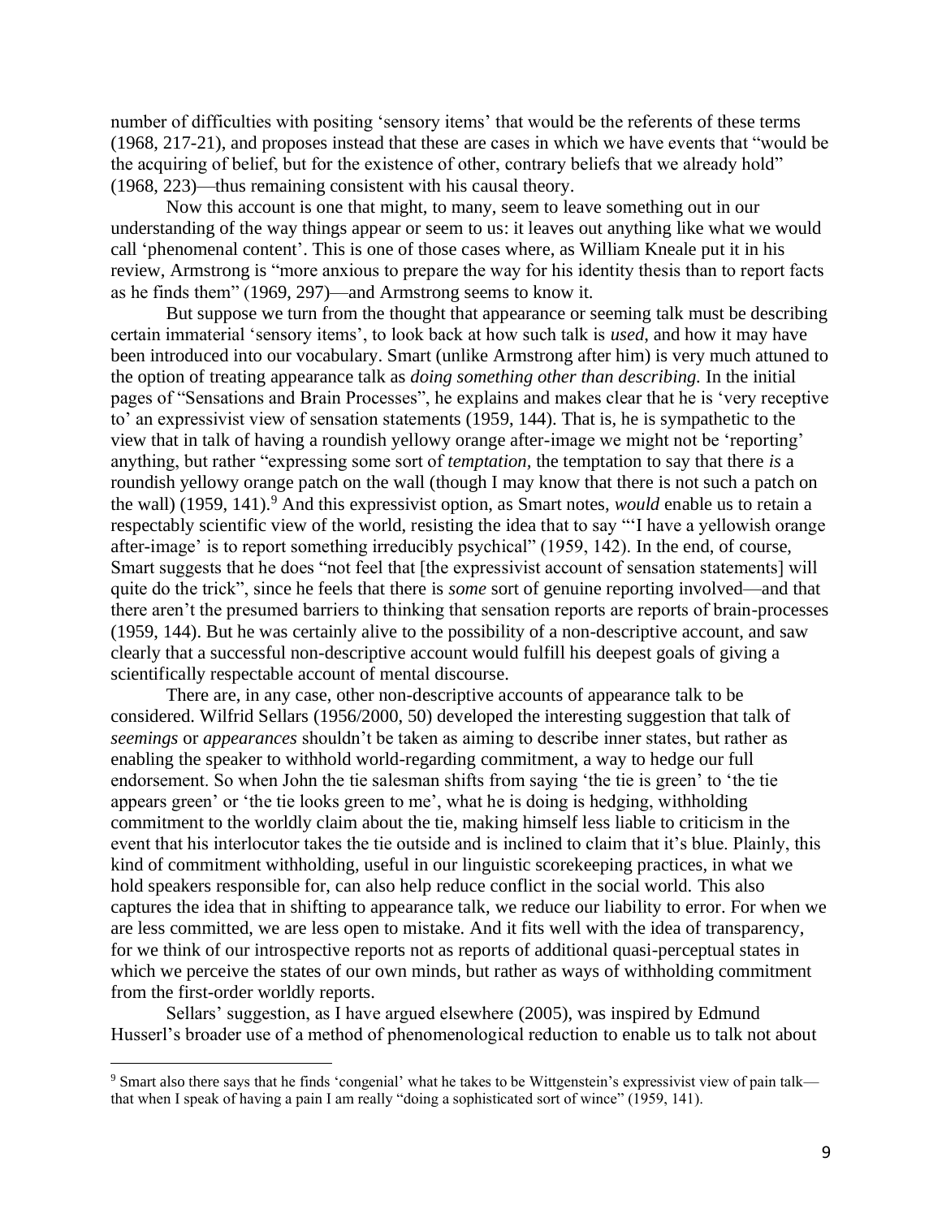number of difficulties with positing 'sensory items' that would be the referents of these terms (1968, 217-21), and proposes instead that these are cases in which we have events that "would be the acquiring of belief, but for the existence of other, contrary beliefs that we already hold" (1968, 223)—thus remaining consistent with his causal theory.

Now this account is one that might, to many, seem to leave something out in our understanding of the way things appear or seem to us: it leaves out anything like what we would call 'phenomenal content'. This is one of those cases where, as William Kneale put it in his review, Armstrong is "more anxious to prepare the way for his identity thesis than to report facts as he finds them" (1969, 297)—and Armstrong seems to know it.

But suppose we turn from the thought that appearance or seeming talk must be describing certain immaterial 'sensory items', to look back at how such talk is *used*, and how it may have been introduced into our vocabulary. Smart (unlike Armstrong after him) is very much attuned to the option of treating appearance talk as *doing something other than describing.* In the initial pages of "Sensations and Brain Processes", he explains and makes clear that he is 'very receptive to' an expressivist view of sensation statements (1959, 144). That is, he is sympathetic to the view that in talk of having a roundish yellowy orange after-image we might not be 'reporting' anything, but rather "expressing some sort of *temptation,* the temptation to say that there *is* a roundish yellowy orange patch on the wall (though I may know that there is not such a patch on the wall) (1959, 141).[9] And this expressivist option, as Smart notes, *would* enable us to retain a respectably scientific view of the world, resisting the idea that to say "'I have a yellowish orange after-image' is to report something irreducibly psychical" (1959, 142). In the end, of course, Smart suggests that he does "not feel that [the expressivist account of sensation statements] will quite do the trick", since he feels that there is *some* sort of genuine reporting involved—and that there aren't the presumed barriers to thinking that sensation reports are reports of brain-processes (1959, 144). But he was certainly alive to the possibility of a non-descriptive account, and saw clearly that a successful non-descriptive account would fulfill his deepest goals of giving a scientifically respectable account of mental discourse.

There are, in any case, other non-descriptive accounts of appearance talk to be considered. Wilfrid Sellars (1956/2000, 50) developed the interesting suggestion that talk of *seemings* or *appearances* shouldn't be taken as aiming to describe inner states, but rather as enabling the speaker to withhold world-regarding commitment, a way to hedge our full endorsement. So when John the tie salesman shifts from saying 'the tie is green' to 'the tie appears green' or 'the tie looks green to me', what he is doing is hedging, withholding commitment to the worldly claim about the tie, making himself less liable to criticism in the event that his interlocutor takes the tie outside and is inclined to claim that it's blue. Plainly, this kind of commitment withholding, useful in our linguistic scorekeeping practices, in what we hold speakers responsible for, can also help reduce conflict in the social world. This also captures the idea that in shifting to appearance talk, we reduce our liability to error. For when we are less committed, we are less open to mistake. And it fits well with the idea of transparency, for we think of our introspective reports not as reports of additional quasi-perceptual states in which we perceive the states of our own minds, but rather as ways of withholding commitment from the first-order worldly reports.

Sellars' suggestion, as I have argued elsewhere (2005), was inspired by Edmund Husserl's broader use of a method of phenomenological reduction to enable us to talk not about

[9] Smart also there says that he finds 'congenial' what he takes to be Wittgenstein's expressivist view of pain talk—that when I speak of having a pain I am really "doing a sophisticated sort of wince" (1959, 141).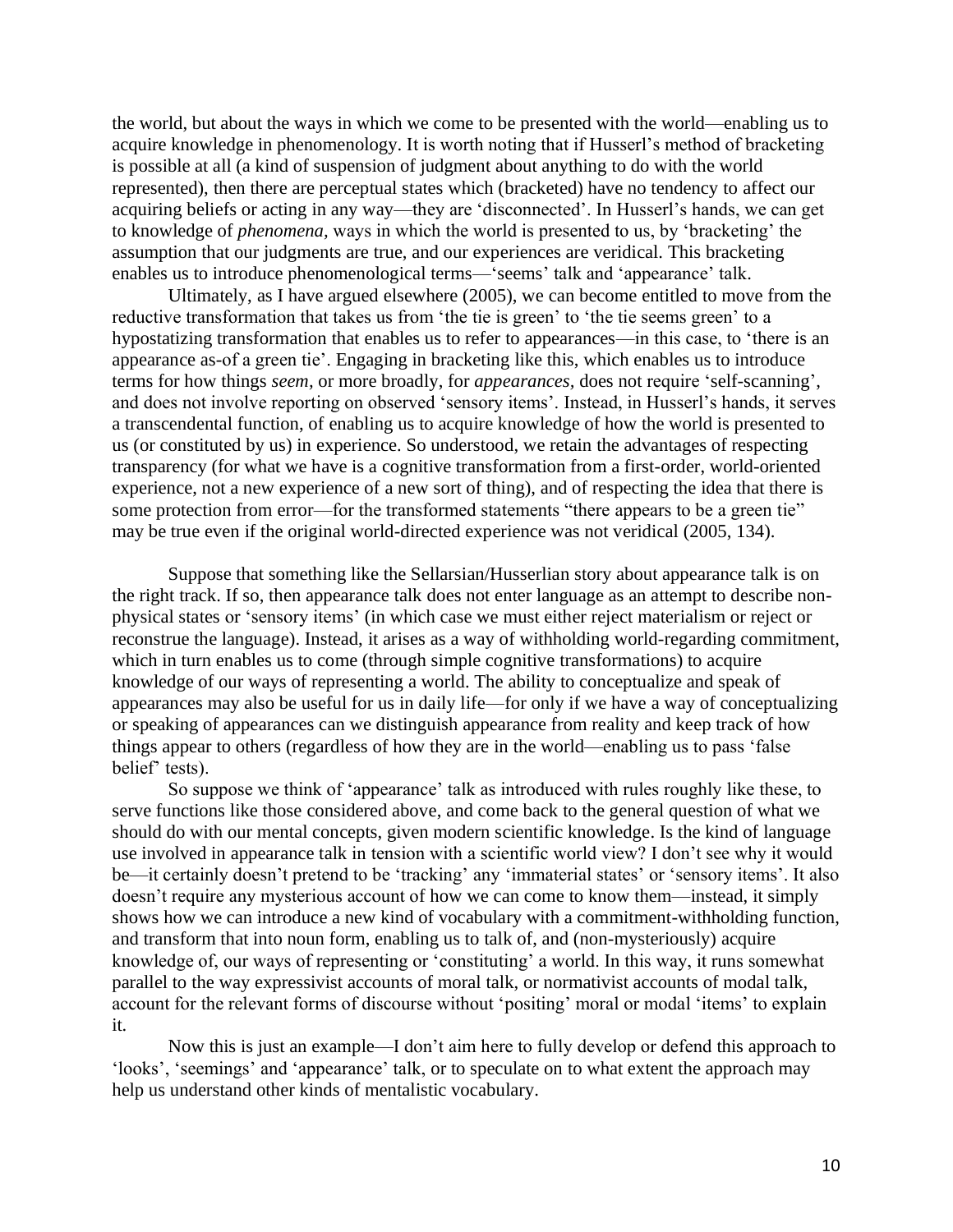the world, but about the ways in which we come to be presented with the world—enabling us to acquire knowledge in phenomenology. It is worth noting that if Husserl's method of bracketing is possible at all (a kind of suspension of judgment about anything to do with the world represented), then there are perceptual states which (bracketed) have no tendency to affect our acquiring beliefs or acting in any way—they are 'disconnected'. In Husserl's hands, we can get to knowledge of *phenomena,* ways in which the world is presented to us, by 'bracketing' the assumption that our judgments are true, and our experiences are veridical. This bracketing enables us to introduce phenomenological terms—'seems' talk and 'appearance' talk.

Ultimately, as I have argued elsewhere (2005), we can become entitled to move from the reductive transformation that takes us from 'the tie is green' to 'the tie seems green' to a hypostatizing transformation that enables us to refer to appearances—in this case, to 'there is an appearance as-of a green tie'. Engaging in bracketing like this, which enables us to introduce terms for how things *seem,* or more broadly, for *appearances,* does not require 'self-scanning', and does not involve reporting on observed 'sensory items'. Instead, in Husserl's hands, it serves a transcendental function, of enabling us to acquire knowledge of how the world is presented to us (or constituted by us) in experience. So understood, we retain the advantages of respecting transparency (for what we have is a cognitive transformation from a first-order, world-oriented experience, not a new experience of a new sort of thing), and of respecting the idea that there is some protection from error—for the transformed statements "there appears to be a green tie" may be true even if the original world-directed experience was not veridical (2005, 134).

Suppose that something like the Sellarsian/Husserlian story about appearance talk is on the right track. If so, then appearance talk does not enter language as an attempt to describe non-physical states or 'sensory items' (in which case we must either reject materialism or reject or reconstrue the language). Instead, it arises as a way of withholding world-regarding commitment, which in turn enables us to come (through simple cognitive transformations) to acquire knowledge of our ways of representing a world. The ability to conceptualize and speak of appearances may also be useful for us in daily life—for only if we have a way of conceptualizing or speaking of appearances can we distinguish appearance from reality and keep track of how things appear to others (regardless of how they are in the world—enabling us to pass 'false belief' tests).

So suppose we think of 'appearance' talk as introduced with rules roughly like these, to serve functions like those considered above, and come back to the general question of what we should do with our mental concepts, given modern scientific knowledge. Is the kind of language use involved in appearance talk in tension with a scientific world view? I don't see why it would be—it certainly doesn't pretend to be 'tracking' any 'immaterial states' or 'sensory items'. It also doesn't require any mysterious account of how we can come to know them—instead, it simply shows how we can introduce a new kind of vocabulary with a commitment-withholding function, and transform that into noun form, enabling us to talk of, and (non-mysteriously) acquire knowledge of, our ways of representing or 'constituting' a world. In this way, it runs somewhat parallel to the way expressivist accounts of moral talk, or normativist accounts of modal talk, account for the relevant forms of discourse without 'positing' moral or modal 'items' to explain it.

Now this is just an example—I don't aim here to fully develop or defend this approach to 'looks', 'seemings' and 'appearance' talk, or to speculate on to what extent the approach may help us understand other kinds of mentalistic vocabulary.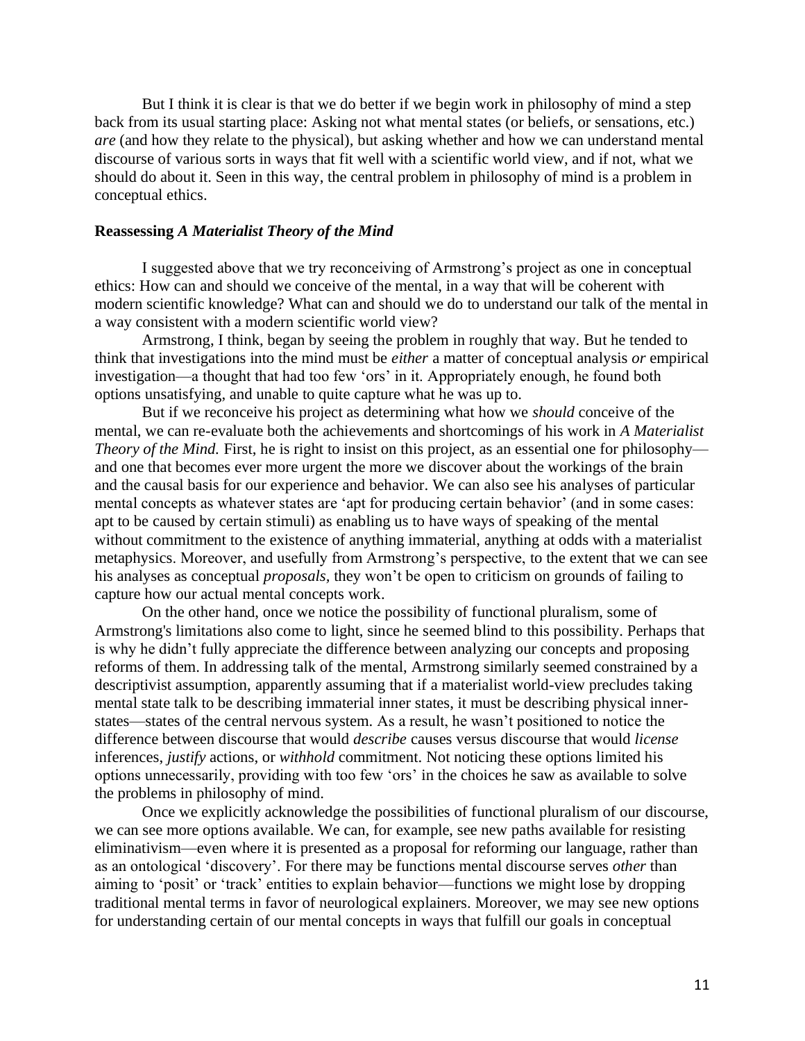But I think it is clear is that we do better if we begin work in philosophy of mind a step back from its usual starting place: Asking not what mental states (or beliefs, or sensations, etc.) *are* (and how they relate to the physical), but asking whether and how we can understand mental discourse of various sorts in ways that fit well with a scientific world view, and if not, what we should do about it. Seen in this way, the central problem in philosophy of mind is a problem in conceptual ethics.

### Reassessing *A Materialist Theory of the Mind*

I suggested above that we try reconceiving of Armstrong's project as one in conceptual ethics: How can and should we conceive of the mental, in a way that will be coherent with modern scientific knowledge? What can and should we do to understand our talk of the mental in a way consistent with a modern scientific world view?

Armstrong, I think, began by seeing the problem in roughly that way. But he tended to think that investigations into the mind must be *either* a matter of conceptual analysis *or* empirical investigation—a thought that had too few 'ors' in it. Appropriately enough, he found both options unsatisfying, and unable to quite capture what he was up to.

But if we reconceive his project as determining what how we *should* conceive of the mental, we can re-evaluate both the achievements and shortcomings of his work in *A Materialist Theory of the Mind.* First, he is right to insist on this project, as an essential one for philosophy—and one that becomes ever more urgent the more we discover about the workings of the brain and the causal basis for our experience and behavior. We can also see his analyses of particular mental concepts as whatever states are 'apt for producing certain behavior' (and in some cases: apt to be caused by certain stimuli) as enabling us to have ways of speaking of the mental without commitment to the existence of anything immaterial, anything at odds with a materialist metaphysics. Moreover, and usefully from Armstrong's perspective, to the extent that we can see his analyses as conceptual *proposals,* they won't be open to criticism on grounds of failing to capture how our actual mental concepts work.

On the other hand, once we notice the possibility of functional pluralism, some of Armstrong's limitations also come to light, since he seemed blind to this possibility. Perhaps that is why he didn't fully appreciate the difference between analyzing our concepts and proposing reforms of them. In addressing talk of the mental, Armstrong similarly seemed constrained by a descriptivist assumption, apparently assuming that if a materialist world-view precludes taking mental state talk to be describing immaterial inner states, it must be describing physical inner-states—states of the central nervous system. As a result, he wasn't positioned to notice the difference between discourse that would *describe* causes versus discourse that would *license* inferences, *justify* actions, or *withhold* commitment. Not noticing these options limited his options unnecessarily, providing with too few 'ors' in the choices he saw as available to solve the problems in philosophy of mind.

Once we explicitly acknowledge the possibilities of functional pluralism of our discourse, we can see more options available. We can, for example, see new paths available for resisting eliminativism—even where it is presented as a proposal for reforming our language, rather than as an ontological 'discovery'. For there may be functions mental discourse serves *other* than aiming to 'posit' or 'track' entities to explain behavior—functions we might lose by dropping traditional mental terms in favor of neurological explainers. Moreover, we may see new options for understanding certain of our mental concepts in ways that fulfill our goals in conceptual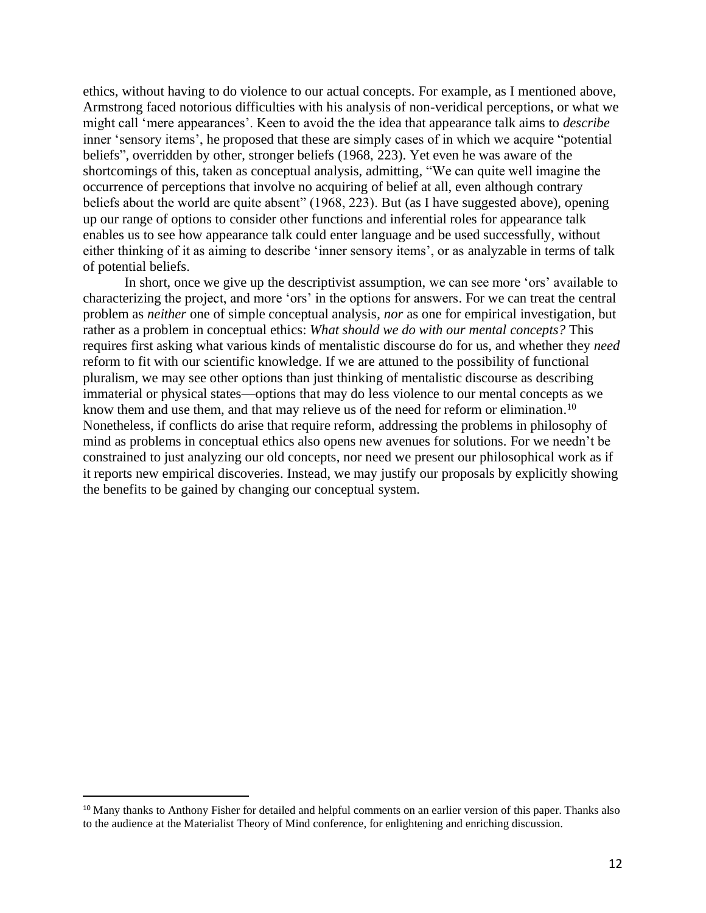ethics, without having to do violence to our actual concepts. For example, as I mentioned above, Armstrong faced notorious difficulties with his analysis of non-veridical perceptions, or what we might call 'mere appearances'. Keen to avoid the the idea that appearance talk aims to *describe* inner 'sensory items', he proposed that these are simply cases of in which we acquire "potential beliefs", overridden by other, stronger beliefs (1968, 223). Yet even he was aware of the shortcomings of this, taken as conceptual analysis, admitting, "We can quite well imagine the occurrence of perceptions that involve no acquiring of belief at all, even although contrary beliefs about the world are quite absent" (1968, 223). But (as I have suggested above), opening up our range of options to consider other functions and inferential roles for appearance talk enables us to see how appearance talk could enter language and be used successfully, without either thinking of it as aiming to describe 'inner sensory items', or as analyzable in terms of talk of potential beliefs.

In short, once we give up the descriptivist assumption, we can see more 'ors' available to characterizing the project, and more 'ors' in the options for answers. For we can treat the central problem as *neither* one of simple conceptual analysis, *nor* as one for empirical investigation, but rather as a problem in conceptual ethics: *What should we do with our mental concepts?* This requires first asking what various kinds of mentalistic discourse do for us, and whether they *need* reform to fit with our scientific knowledge. If we are attuned to the possibility of functional pluralism, we may see other options than just thinking of mentalistic discourse as describing immaterial or physical states—options that may do less violence to our mental concepts as we know them and use them, and that may relieve us of the need for reform or elimination.[10] Nonetheless, if conflicts do arise that require reform, addressing the problems in philosophy of mind as problems in conceptual ethics also opens new avenues for solutions. For we needn't be constrained to just analyzing our old concepts, nor need we present our philosophical work as if it reports new empirical discoveries. Instead, we may justify our proposals by explicitly showing the benefits to be gained by changing our conceptual system.

[10] Many thanks to Anthony Fisher for detailed and helpful comments on an earlier version of this paper. Thanks also to the audience at the Materialist Theory of Mind conference, for enlightening and enriching discussion.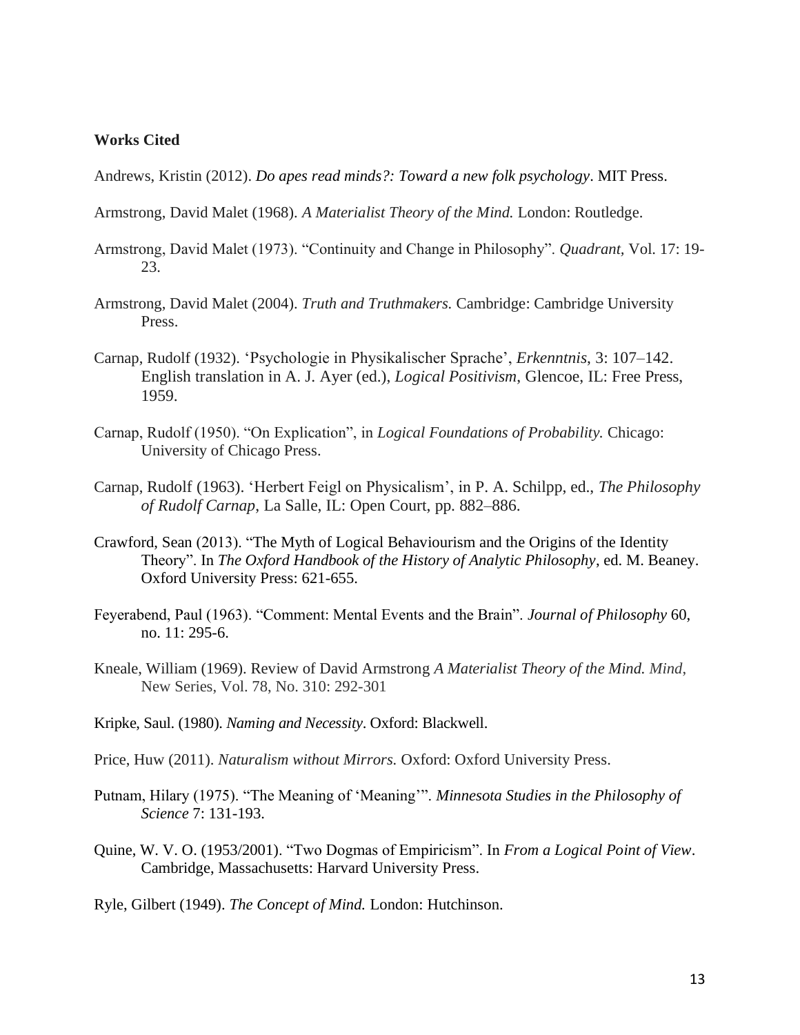**Works Cited**

Andrews, Kristin (2012). *Do apes read minds?: Toward a new folk psychology*. MIT Press.

Armstrong, David Malet (1968). *A Materialist Theory of the Mind.* London: Routledge.

Armstrong, David Malet (1973). "Continuity and Change in Philosophy". *Quadrant*, Vol. 17: 19-23.

Armstrong, David Malet (2004). *Truth and Truthmakers.* Cambridge: Cambridge University Press.

Carnap, Rudolf (1932). 'Psychologie in Physikalischer Sprache', *Erkenntnis*, 3: 107–142. English translation in A. J. Ayer (ed.), *Logical Positivism*, Glencoe, IL: Free Press, 1959.

Carnap, Rudolf (1950). "On Explication", in *Logical Foundations of Probability.* Chicago: University of Chicago Press.

Carnap, Rudolf (1963). 'Herbert Feigl on Physicalism', in P. A. Schilpp, ed., *The Philosophy of Rudolf Carnap*, La Salle, IL: Open Court, pp. 882–886.

Crawford, Sean (2013). "The Myth of Logical Behaviourism and the Origins of the Identity Theory". In *The Oxford Handbook of the History of Analytic Philosophy*, ed. M. Beaney. Oxford University Press: 621-655.

Feyerabend, Paul (1963). "Comment: Mental Events and the Brain". *Journal of Philosophy* 60, no. 11: 295-6.

Kneale, William (1969). Review of David Armstrong *A Materialist Theory of the Mind. Mind*, New Series, Vol. 78, No. 310: 292-301

Kripke, Saul. (1980). *Naming and Necessity*. Oxford: Blackwell.

Price, Huw (2011). *Naturalism without Mirrors.* Oxford: Oxford University Press.

Putnam, Hilary (1975). "The Meaning of 'Meaning'". *Minnesota Studies in the Philosophy of Science* 7: 131-193.

Quine, W. V. O. (1953/2001). "Two Dogmas of Empiricism". In *From a Logical Point of View*. Cambridge, Massachusetts: Harvard University Press.

Ryle, Gilbert (1949). *The Concept of Mind.* London: Hutchinson.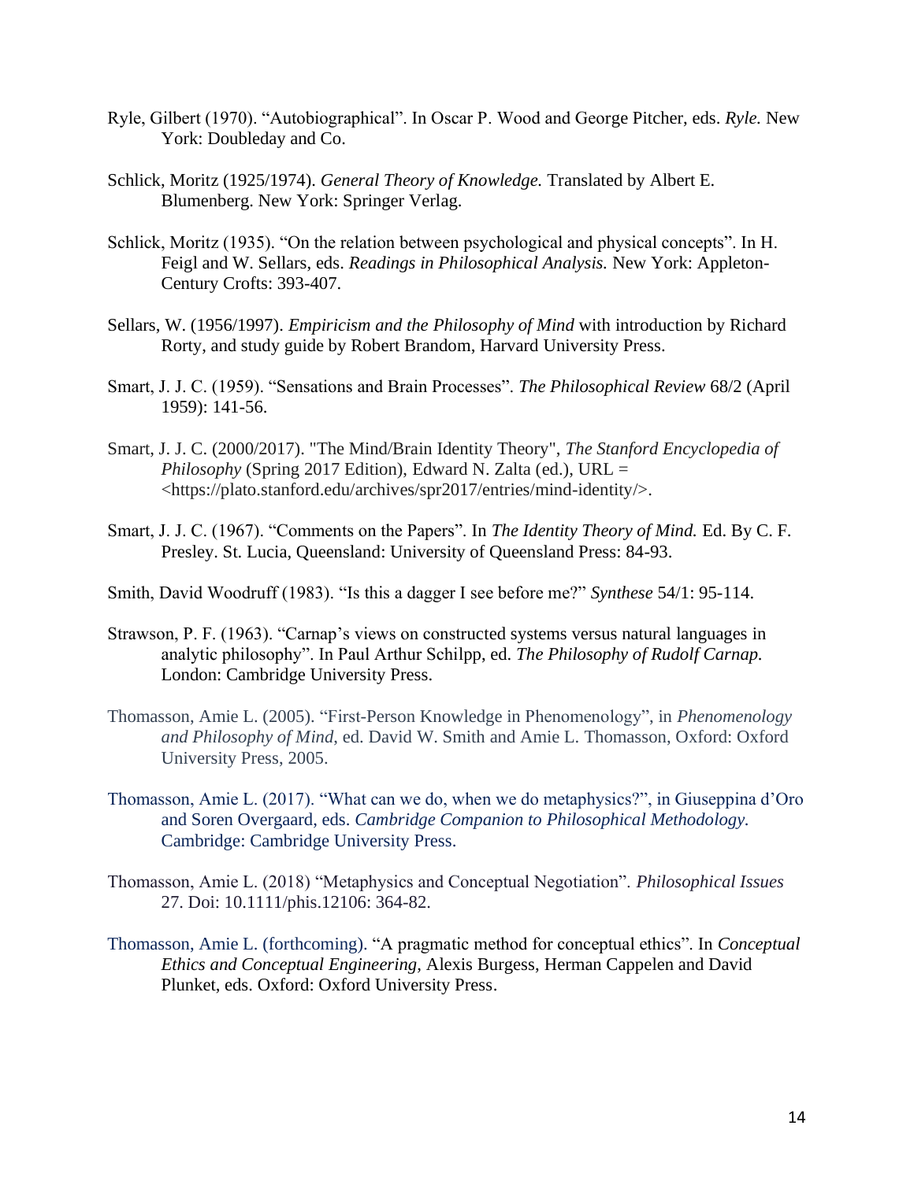Ryle, Gilbert (1970). "Autobiographical". In Oscar P. Wood and George Pitcher, eds. *Ryle.* New York: Doubleday and Co.

Schlick, Moritz (1925/1974). *General Theory of Knowledge.* Translated by Albert E. Blumenberg. New York: Springer Verlag.

Schlick, Moritz (1935). "On the relation between psychological and physical concepts". In H. Feigl and W. Sellars, eds. *Readings in Philosophical Analysis.* New York: Appleton-Century Crofts: 393-407.

Sellars, W. (1956/1997). *Empiricism and the Philosophy of Mind* with introduction by Richard Rorty, and study guide by Robert Brandom, Harvard University Press.

Smart, J. J. C. (1959). "Sensations and Brain Processes". *The Philosophical Review* 68/2 (April 1959): 141-56.

Smart, J. J. C. (2000/2017). "The Mind/Brain Identity Theory", *The Stanford Encyclopedia of Philosophy* (Spring 2017 Edition), Edward N. Zalta (ed.), URL = <https://plato.stanford.edu/archives/spr2017/entries/mind-identity/>.

Smart, J. J. C. (1967). "Comments on the Papers". In *The Identity Theory of Mind.* Ed. By C. F. Presley. St. Lucia, Queensland: University of Queensland Press: 84-93.

Smith, David Woodruff (1983). "Is this a dagger I see before me?" *Synthese* 54/1: 95-114.

Strawson, P. F. (1963). "Carnap's views on constructed systems versus natural languages in analytic philosophy". In Paul Arthur Schilpp, ed. *The Philosophy of Rudolf Carnap.* London: Cambridge University Press.

Thomasson, Amie L. (2005). "First-Person Knowledge in Phenomenology", in *Phenomenology and Philosophy of Mind*, ed. David W. Smith and Amie L. Thomasson, Oxford: Oxford University Press, 2005.

Thomasson, Amie L. (2017). "What can we do, when we do metaphysics?", in Giuseppina d'Oro and Soren Overgaard, eds. *Cambridge Companion to Philosophical Methodology.* Cambridge: Cambridge University Press.

Thomasson, Amie L. (2018) "Metaphysics and Conceptual Negotiation". *Philosophical Issues* 27. Doi: 10.1111/phis.12106: 364-82.

Thomasson, Amie L. (forthcoming). "A pragmatic method for conceptual ethics". In *Conceptual Ethics and Conceptual Engineering,* Alexis Burgess, Herman Cappelen and David Plunket, eds. Oxford: Oxford University Press.